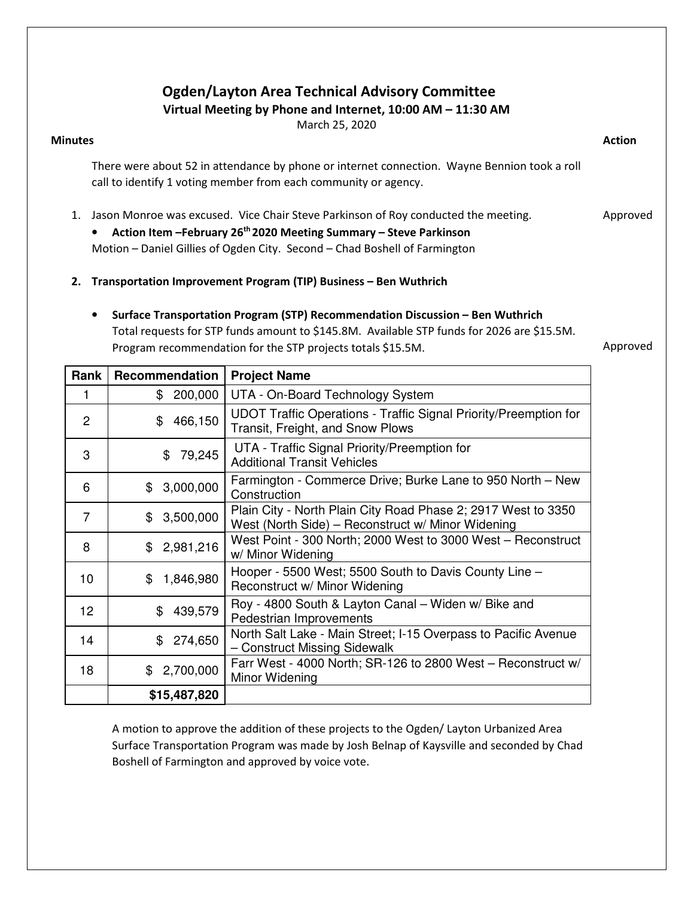# Ogden/Layton Area Technical Advisory Committee

**Virtual Meeting by Phone and Internet, 10:00 AM – 11:30 AM**

March 25, 2020

**Minutes** | **Action**

There were about 52 in attendance by phone or internet connection. Wayne Bennion took a roll call to identify 1 voting member from each community or agency.

1. Jason Monroe was excused. Vice Chair Steve Parkinson of Roy conducted the meeting. — *Approved*
   - **Action Item –February 26th 2020 Meeting Summary – Steve Parkinson**

   Motion – Daniel Gillies of Ogden City. Second – Chad Boshell of Farmington

2. **Transportation Improvement Program (TIP) Business – Ben Wuthrich**
   - **Surface Transportation Program (STP) Recommendation Discussion – Ben Wuthrich**

   Total requests for STP funds amount to \$145.8M. Available STP funds for 2026 are \$15.5M. Program recommendation for the STP projects totals \$15.5M. — *Approved*

| Rank | Recommendation | Project Name |
|---|---|---|
| 1 | \$ 200,000 | UTA - On-Board Technology System |
| 2 | \$ 466,150 | UDOT Traffic Operations - Traffic Signal Priority/Preemption for Transit, Freight, and Snow Plows |
| 3 | \$ 79,245 | UTA - Traffic Signal Priority/Preemption for Additional Transit Vehicles |
| 6 | \$ 3,000,000 | Farmington - Commerce Drive; Burke Lane to 950 North – New Construction |
| 7 | \$ 3,500,000 | Plain City - North Plain City Road Phase 2; 2917 West to 3350 West (North Side) – Reconstruct w/ Minor Widening |
| 8 | \$ 2,981,216 | West Point - 300 North; 2000 West to 3000 West – Reconstruct w/ Minor Widening |
| 10 | \$ 1,846,980 | Hooper - 5500 West; 5500 South to Davis County Line – Reconstruct w/ Minor Widening |
| 12 | \$ 439,579 | Roy - 4800 South & Layton Canal – Widen w/ Bike and Pedestrian Improvements |
| 14 | \$ 274,650 | North Salt Lake - Main Street; I-15 Overpass to Pacific Avenue – Construct Missing Sidewalk |
| 18 | \$ 2,700,000 | Farr West - 4000 North; SR-126 to 2800 West – Reconstruct w/ Minor Widening |
| | **\$15,487,820** | |

A motion to approve the addition of these projects to the Ogden/ Layton Urbanized Area Surface Transportation Program was made by Josh Belnap of Kaysville and seconded by Chad Boshell of Farmington and approved by voice vote.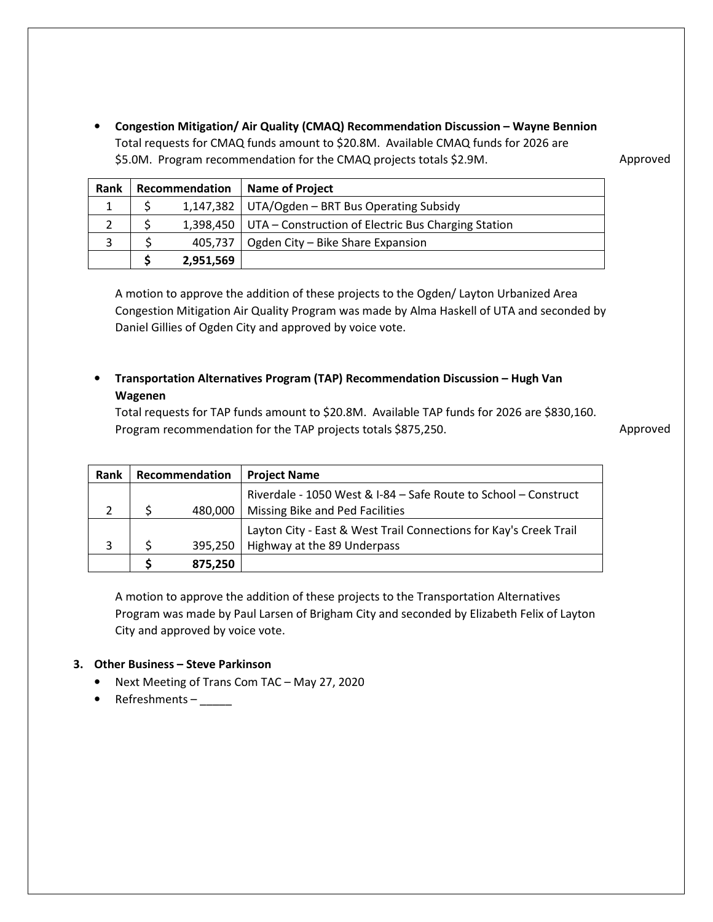- **Congestion Mitigation/ Air Quality (CMAQ) Recommendation Discussion – Wayne Bennion**
  Total requests for CMAQ funds amount to $20.8M. Available CMAQ funds for 2026 are $5.0M. Program recommendation for the CMAQ projects totals $2.9M. Approved

| Rank | Recommendation | Name of Project |
|---|---|---|
| 1 | $ 1,147,382 | UTA/Ogden – BRT Bus Operating Subsidy |
| 2 | $ 1,398,450 | UTA – Construction of Electric Bus Charging Station |
| 3 | $ 405,737 | Ogden City – Bike Share Expansion |
| | **$ 2,951,569** | |

A motion to approve the addition of these projects to the Ogden/ Layton Urbanized Area Congestion Mitigation Air Quality Program was made by Alma Haskell of UTA and seconded by Daniel Gillies of Ogden City and approved by voice vote.

- **Transportation Alternatives Program (TAP) Recommendation Discussion – Hugh Van Wagenen**
  Total requests for TAP funds amount to $20.8M. Available TAP funds for 2026 are $830,160. Program recommendation for the TAP projects totals $875,250. Approved

| Rank | Recommendation | Project Name |
|---|---|---|
| 2 | $ 480,000 | Riverdale - 1050 West & I-84 – Safe Route to School – Construct Missing Bike and Ped Facilities |
| 3 | $ 395,250 | Layton City - East & West Trail Connections for Kay's Creek Trail Highway at the 89 Underpass |
| | **$ 875,250** | |

A motion to approve the addition of these projects to the Transportation Alternatives Program was made by Paul Larsen of Brigham City and seconded by Elizabeth Felix of Layton City and approved by voice vote.

**3. Other Business – Steve Parkinson**

- Next Meeting of Trans Com TAC – May 27, 2020
- Refreshments – _____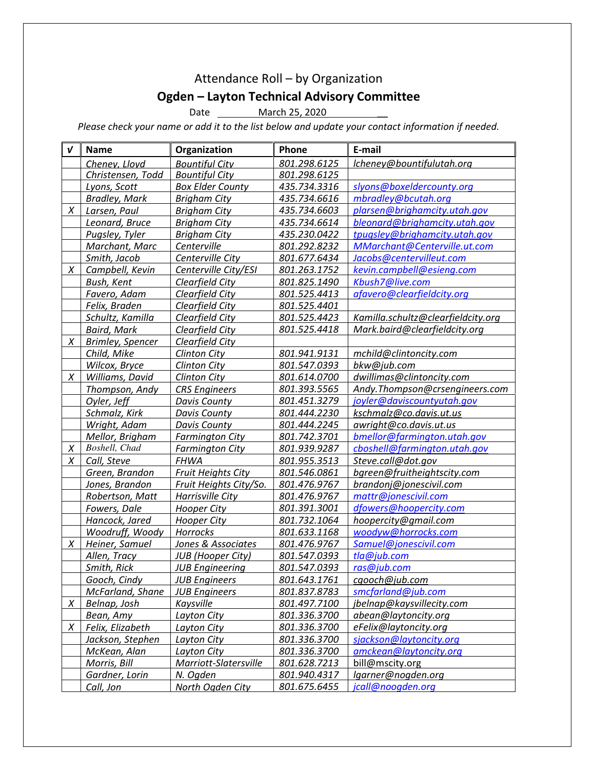# Attendance Roll – by Organization

## Ogden – Layton Technical Advisory Committee

Date March 25, 2020

*Please check your name or add it to the list below and update your contact information if needed.*

| √ | Name | Organization | Phone | E-mail |
|---|---|---|---|---|
| | *Cheney, Lloyd* | *Bountiful City* | *801.298.6125* | *lcheney@bountifulutah.org* |
| | *Christensen, Todd* | *Bountiful City* | *801.298.6125* | |
| | *Lyons, Scott* | *Box Elder County* | *435.734.3316* | *slyons@boxeldercounty.org* |
| | *Bradley, Mark* | *Brigham City* | *435.734.6616* | *mbradley@bcutah.org* |
| *X* | *Larsen, Paul* | *Brigham City* | *435.734.6603* | *plarsen@brighamcity.utah.gov* |
| | *Leonard, Bruce* | *Brigham City* | *435.734.6614* | *bleonard@brighamcity.utah.gov* |
| | *Pugsley, Tyler* | *Brigham City* | *435.230.0422* | *tpugsley@brighamcity.utah.gov* |
| | *Marchant, Marc* | *Centerville* | *801.292.8232* | *MMarchant@Centerville.ut.com* |
| | *Smith, Jacob* | *Centerville City* | *801.677.6434* | *Jacobs@centervilleut.com* |
| *X* | *Campbell, Kevin* | *Centerville City/ESI* | *801.263.1752* | *kevin.campbell@esieng.com* |
| | *Bush, Kent* | *Clearfield City* | *801.825.1490* | *Kbush7@live.com* |
| | *Favero, Adam* | *Clearfield City* | *801.525.4413* | *afavero@clearfieldcity.org* |
| | *Felix, Braden* | *Clearfield City* | *801.525.4401* | |
| | *Schultz, Kamilla* | *Clearfield City* | *801.525.4423* | *Kamilla.schultz@clearfieldcity.org* |
| | *Baird, Mark* | *Clearfield City* | *801.525.4418* | *Mark.baird@clearfieldcity.org* |
| *X* | *Brimley, Spencer* | *Clearfield City* | | |
| | *Child, Mike* | *Clinton City* | *801.941.9131* | *mchild@clintoncity.com* |
| | *Wilcox, Bryce* | *Clinton City* | *801.547.0393* | *bkw@jub.com* |
| *X* | *Williams, David* | *Clinton City* | *801.614.0700* | *dwillimas@clintoncity.com* |
| | *Thompson, Andy* | *CRS Engineers* | *801.393.5565* | *Andy.Thompson@crsengineers.com* |
| | *Oyler, Jeff* | *Davis County* | *801.451.3279* | *joyler@daviscountyutah.gov* |
| | *Schmalz, Kirk* | *Davis County* | *801.444.2230* | *kschmalz@co.davis.ut.us* |
| | *Wright, Adam* | *Davis County* | *801.444.2245* | *awright@co.davis.ut.us* |
| | *Mellor, Brigham* | *Farmington City* | *801.742.3701* | *bmellor@farmington.utah.gov* |
| *X* | *Boshell, Chad* | *Farmington City* | *801.939.9287* | *cboshell@farmington.utah.gov* |
| *X* | *Call, Steve* | *FHWA* | *801.955.3513* | *Steve.call@dot.gov* |
| | *Green, Brandon* | *Fruit Heights City* | *801.546.0861* | *bgreen@fruitheightscity.com* |
| | *Jones, Brandon* | *Fruit Heights City/So.* | *801.476.9767* | *brandonj@jonescivil.com* |
| | *Robertson, Matt* | *Harrisville City* | *801.476.9767* | *mattr@jonescivil.com* |
| | *Fowers, Dale* | *Hooper City* | *801.391.3001* | *dfowers@hoopercity.com* |
| | *Hancock, Jared* | *Hooper City* | *801.732.1064* | *hoopercity@gmail.com* |
| | *Woodruff, Woody* | *Horrocks* | *801.633.1168* | *woodyw@horrocks.com* |
| *X* | *Heiner, Samuel* | *Jones & Associates* | *801.476.9767* | *Samuel@jonescivil.com* |
| | *Allen, Tracy* | *JUB (Hooper City)* | *801.547.0393* | *tla@jub.com* |
| | *Smith, Rick* | *JUB Engineering* | *801.547.0393* | *ras@jub.com* |
| | *Gooch, Cindy* | *JUB Engineers* | *801.643.1761* | *cgooch@jub.com* |
| | *McFarland, Shane* | *JUB Engineers* | *801.837.8783* | *smcfarland@jub.com* |
| *X* | *Belnap, Josh* | *Kaysville* | *801.497.7100* | *jbelnap@kaysvillecity.com* |
| | *Bean, Amy* | *Layton City* | *801.336.3700* | *abean@laytoncity.org* |
| *X* | *Felix, Elizabeth* | *Layton City* | *801.336.3700* | *eFelix@laytoncity.org* |
| | *Jackson, Stephen* | *Layton City* | *801.336.3700* | *sjackson@laytoncity.org* |
| | *McKean, Alan* | *Layton City* | *801.336.3700* | *amckean@laytoncity.org* |
| | *Morris, Bill* | *Marriott-Slatersville* | *801.628.7213* | *bill@mscity.org* |
| | *Gardner, Lorin* | *N. Ogden* | *801.940.4317* | *lgarner@nogden.org* |
| | *Call, Jon* | *North Ogden City* | *801.675.6455* | *jcall@noogden.org* |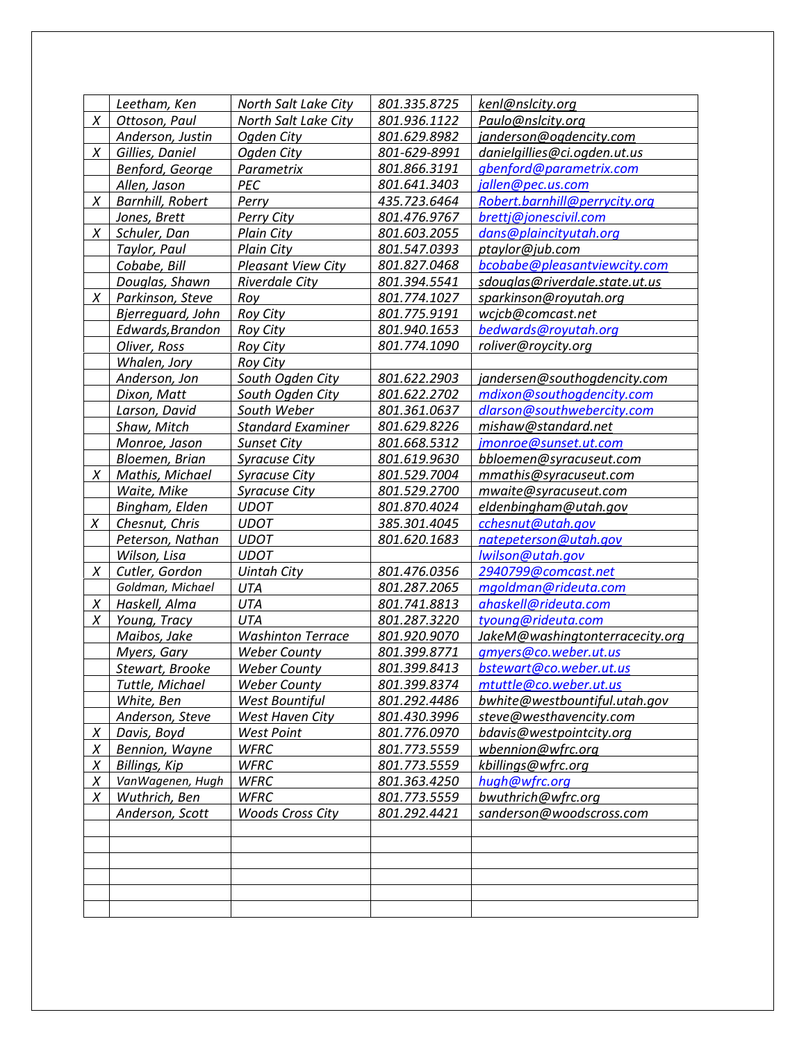| | | | | |
|---|---|---|---|---|
| | *Leetham, Ken* | *North Salt Lake City* | *801.335.8725* | *kenl@nslcity.org* |
| *X* | *Ottoson, Paul* | *North Salt Lake City* | *801.936.1122* | *Paulo@nslcity.org* |
| | *Anderson, Justin* | *Ogden City* | *801.629.8982* | *janderson@ogdencity.com* |
| *X* | *Gillies, Daniel* | *Ogden City* | *801-629-8991* | *danielgillies@ci.ogden.ut.us* |
| | *Benford, George* | *Parametrix* | *801.866.3191* | *gbenford@parametrix.com* |
| | *Allen, Jason* | *PEC* | *801.641.3403* | *jallen@pec.us.com* |
| *X* | *Barnhill, Robert* | *Perry* | *435.723.6464* | *Robert.barnhill@perrycity.org* |
| | *Jones, Brett* | *Perry City* | *801.476.9767* | *brettj@jonescivil.com* |
| *X* | *Schuler, Dan* | *Plain City* | *801.603.2055* | *dans@plaincityutah.org* |
| | *Taylor, Paul* | *Plain City* | *801.547.0393* | *ptaylor@jub.com* |
| | *Cobabe, Bill* | *Pleasant View City* | *801.827.0468* | *bcobabe@pleasantviewcity.com* |
| | *Douglas, Shawn* | *Riverdale City* | *801.394.5541* | *sdouglas@riverdale.state.ut.us* |
| *X* | *Parkinson, Steve* | *Roy* | *801.774.1027* | *sparkinson@royutah.org* |
| | *Bjerreguard, John* | *Roy City* | *801.775.9191* | *wcjcb@comcast.net* |
| | *Edwards,Brandon* | *Roy City* | *801.940.1653* | *bedwards@royutah.org* |
| | *Oliver, Ross* | *Roy City* | *801.774.1090* | *roliver@roycity.org* |
| | *Whalen, Jory* | *Roy City* | | |
| | *Anderson, Jon* | *South Ogden City* | *801.622.2903* | *jandersen@southogdencity.com* |
| | *Dixon, Matt* | *South Ogden City* | *801.622.2702* | *mdixon@southogdencity.com* |
| | *Larson, David* | *South Weber* | *801.361.0637* | *dlarson@southwebercity.com* |
| | *Shaw, Mitch* | *Standard Examiner* | *801.629.8226* | *mishaw@standard.net* |
| | *Monroe, Jason* | *Sunset City* | *801.668.5312* | *jmonroe@sunset.ut.com* |
| | *Bloemen, Brian* | *Syracuse City* | *801.619.9630* | *bbloemen@syracuseut.com* |
| *X* | *Mathis, Michael* | *Syracuse City* | *801.529.7004* | *mmathis@syracuseut.com* |
| | *Waite, Mike* | *Syracuse City* | *801.529.2700* | *mwaite@syracuseut.com* |
| | *Bingham, Elden* | *UDOT* | *801.870.4024* | *eldenbingham@utah.gov* |
| *X* | *Chesnut, Chris* | *UDOT* | *385.301.4045* | *cchesnut@utah.gov* |
| | *Peterson, Nathan* | *UDOT* | *801.620.1683* | *natepeterson@utah.gov* |
| | *Wilson, Lisa* | *UDOT* | | *lwilson@utah.gov* |
| *X* | *Cutler, Gordon* | *Uintah City* | *801.476.0356* | *2940799@comcast.net* |
| | *Goldman, Michael* | *UTA* | *801.287.2065* | *mgoldman@rideuta.com* |
| *X* | *Haskell, Alma* | *UTA* | *801.741.8813* | *ahaskell@rideuta.com* |
| *X* | *Young, Tracy* | *UTA* | *801.287.3220* | *tyoung@rideuta.com* |
| | *Maibos, Jake* | *Washinton Terrace* | *801.920.9070* | *JakeM@washingtonterracecity.org* |
| | *Myers, Gary* | *Weber County* | *801.399.8771* | *gmyers@co.weber.ut.us* |
| | *Stewart, Brooke* | *Weber County* | *801.399.8413* | *bstewart@co.weber.ut.us* |
| | *Tuttle, Michael* | *Weber County* | *801.399.8374* | *mtuttle@co.weber.ut.us* |
| | *White, Ben* | *West Bountiful* | *801.292.4486* | *bwhite@westbountiful.utah.gov* |
| | *Anderson, Steve* | *West Haven City* | *801.430.3996* | *steve@westhavencity.com* |
| *X* | *Davis, Boyd* | *West Point* | *801.776.0970* | *bdavis@westpointcity.org* |
| *X* | *Bennion, Wayne* | *WFRC* | *801.773.5559* | *wbennion@wfrc.org* |
| *X* | *Billings, Kip* | *WFRC* | *801.773.5559* | *kbillings@wfrc.org* |
| *X* | *VanWagenen, Hugh* | *WFRC* | *801.363.4250* | *hugh@wfrc.org* |
| *X* | *Wuthrich, Ben* | *WFRC* | *801.773.5559* | *bwuthrich@wfrc.org* |
| | *Anderson, Scott* | *Woods Cross City* | *801.292.4421* | *sanderson@woodscross.com* |
| | | | | |
| | | | | |
| | | | | |
| | | | | |
| | | | | |
| | | | | |